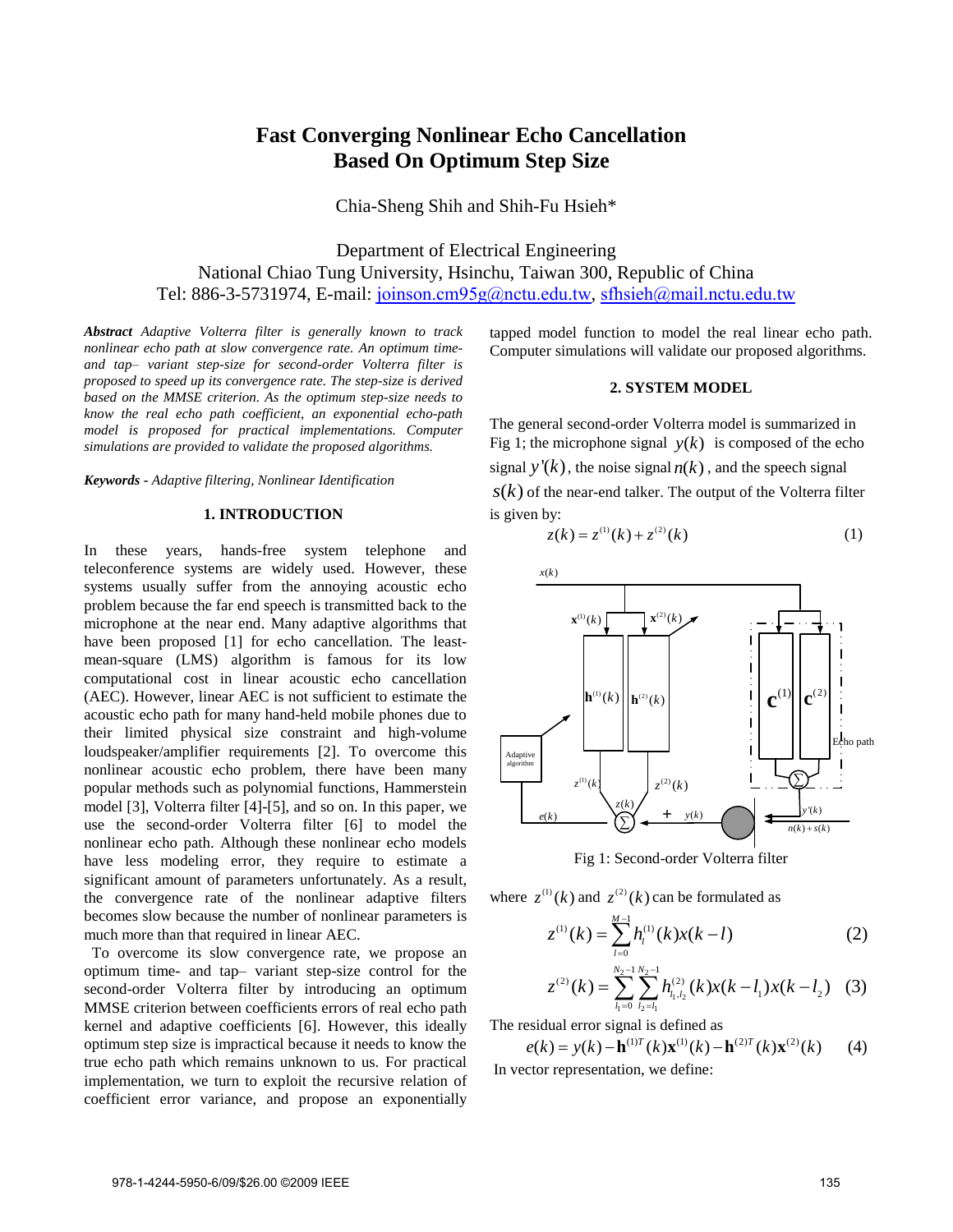# Fast Converging Nonlinear Echo Cancellation Based On Optimum Step Size

Chia-Sheng Shih and Shih-Fu Hsieh*

Department of Electrical Engineering
National Chiao Tung University, Hsinchu, Taiwan 300, Republic of China
Tel: 886-3-5731974, E-mail: joinson.cm95g@nctu.edu.tw, sfhsieh@mail.nctu.edu.tw

***Abstract*** *Adaptive Volterra filter is generally known to track nonlinear echo path at slow convergence rate. An optimum time- and tap– variant step-size for second-order Volterra filter is proposed to speed up its convergence rate. The step-size is derived based on the MMSE criterion. As the optimum step-size needs to know the real echo path coefficient, an exponential echo-path model is proposed for practical implementations. Computer simulations are provided to validate the proposed algorithms.*

***Keywords*** *- Adaptive filtering, Nonlinear Identification*

## 1. INTRODUCTION

In these years, hands-free system telephone and teleconference systems are widely used. However, these systems usually suffer from the annoying acoustic echo problem because the far end speech is transmitted back to the microphone at the near end. Many adaptive algorithms that have been proposed [1] for echo cancellation. The least-mean-square (LMS) algorithm is famous for its low computational cost in linear acoustic echo cancellation (AEC). However, linear AEC is not sufficient to estimate the acoustic echo path for many hand-held mobile phones due to their limited physical size constraint and high-volume loudspeaker/amplifier requirements [2]. To overcome this nonlinear acoustic echo problem, there have been many popular methods such as polynomial functions, Hammerstein model [3], Volterra filter [4]-[5], and so on. In this paper, we use the second-order Volterra filter [6] to model the nonlinear echo path. Although these nonlinear echo models have less modeling error, they require to estimate a significant amount of parameters unfortunately. As a result, the convergence rate of the nonlinear adaptive filters becomes slow because the number of nonlinear parameters is much more than that required in linear AEC.

To overcome its slow convergence rate, we propose an optimum time- and tap– variant step-size control for the second-order Volterra filter by introducing an optimum MMSE criterion between coefficients errors of real echo path kernel and adaptive coefficients [6]. However, this ideally optimum step size is impractical because it needs to know the true echo path which remains unknown to us. For practical implementation, we turn to exploit the recursive relation of coefficient error variance, and propose an exponentially tapped model function to model the real linear echo path. Computer simulations will validate our proposed algorithms.

## 2. SYSTEM MODEL

The general second-order Volterra model is summarized in Fig 1; the microphone signal $y(k)$ is composed of the echo signal $y'(k)$, the noise signal $n(k)$, and the speech signal $s(k)$ of the near-end talker. The output of the Volterra filter is given by:

$$z(k) = z^{(1)}(k) + z^{(2)}(k) \tag{1}$$

Fig 1: Second-order Volterra filter

where $z^{(1)}(k)$ and $z^{(2)}(k)$ can be formulated as

$$z^{(1)}(k) = \sum_{l=0}^{M-1} h_l^{(1)}(k) x(k-l) \tag{2}$$

$$z^{(2)}(k) = \sum_{l_1=0}^{N_2-1} \sum_{l_2=l_1}^{N_2-1} h_{l_1,l_2}^{(2)}(k) x(k-l_1) x(k-l_2) \tag{3}$$

The residual error signal is defined as

$$e(k) = y(k) - \mathbf{h}^{(1)T}(k)\mathbf{x}^{(1)}(k) - \mathbf{h}^{(2)T}(k)\mathbf{x}^{(2)}(k) \tag{4}$$

In vector representation, we define: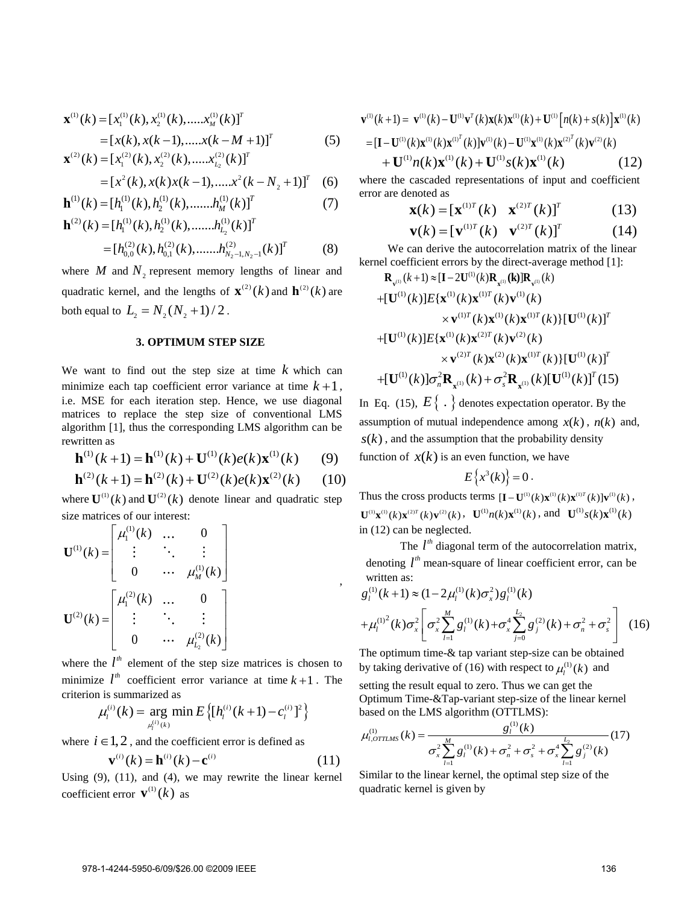$$\mathbf{x}^{(1)}(k) = [x_1^{(1)}(k), x_2^{(1)}(k), .....x_M^{(1)}(k)]^T$$
$$= [x(k), x(k-1), .....x(k-M+1)]^T \qquad (5)$$
$$\mathbf{x}^{(2)}(k) = [x_1^{(2)}(k), x_2^{(2)}(k), .....x_{L_2}^{(2)}(k)]^T$$
$$= [x^2(k), x(k)x(k-1), .....x^2(k-N_2+1)]^T \quad (6)$$
$$\mathbf{h}^{(1)}(k) = [h_1^{(1)}(k), h_2^{(1)}(k), .......h_M^{(1)}(k)]^T \qquad (7)$$
$$\mathbf{h}^{(2)}(k) = [h_1^{(1)}(k), h_2^{(1)}(k), .......h_{L_2}^{(1)}(k)]^T$$
$$= [h_{0,0}^{(2)}(k), h_{0,1}^{(2)}(k), .......h_{N_2-1,N_2-1}^{(2)}(k)]^T \qquad (8)$$

where $M$ and $N_2$ represent memory lengths of linear and quadratic kernel, and the lengths of $\mathbf{x}^{(2)}(k)$ and $\mathbf{h}^{(2)}(k)$ are both equal to $L_2 = N_2(N_2+1)/2$.

### 3. OPTIMUM STEP SIZE

We want to find out the step size at time $k$ which can minimize each tap coefficient error variance at time $k+1$, i.e. MSE for each iteration step. Hence, we use diagonal matrices to replace the step size of conventional LMS algorithm [1], thus the corresponding LMS algorithm can be rewritten as

$$\mathbf{h}^{(1)}(k+1) = \mathbf{h}^{(1)}(k) + \mathbf{U}^{(1)}(k)e(k)\mathbf{x}^{(1)}(k) \qquad (9)$$
$$\mathbf{h}^{(2)}(k+1) = \mathbf{h}^{(2)}(k) + \mathbf{U}^{(2)}(k)e(k)\mathbf{x}^{(2)}(k) \qquad (10)$$

where $\mathbf{U}^{(1)}(k)$ and $\mathbf{U}^{(2)}(k)$ denote linear and quadratic step size matrices of our interest:

$$\mathbf{U}^{(1)}(k) = \begin{bmatrix} \mu_1^{(1)}(k) & \ldots & 0 \\ \vdots & \ddots & \vdots \\ 0 & \cdots & \mu_M^{(1)}(k) \end{bmatrix},$$
$$\mathbf{U}^{(2)}(k) = \begin{bmatrix} \mu_1^{(2)}(k) & \ldots & 0 \\ \vdots & \ddots & \vdots \\ 0 & \cdots & \mu_{L_2}^{(2)}(k) \end{bmatrix}$$

where the $l^{th}$ element of the step size matrices is chosen to minimize $l^{th}$ coefficient error variance at time $k+1$. The criterion is summarized as

$$\mu_l^{(i)}(k) = \arg\min_{\mu_l^{(i)}(k)} E\left\{[h_l^{(i)}(k+1) - c_l^{(i)}]^2\right\}$$

where $i \in 1,2$, and the coefficient error is defined as

$$\mathbf{v}^{(i)}(k) = \mathbf{h}^{(i)}(k) - \mathbf{c}^{(i)} \qquad (11)$$

Using (9), (11), and (4), we may rewrite the linear kernel coefficient error $\mathbf{v}^{(1)}(k)$ as

$$\mathbf{v}^{(1)}(k+1) = \mathbf{v}^{(1)}(k) - \mathbf{U}^{(1)}\mathbf{v}^T(k)\mathbf{x}(k)\mathbf{x}^{(1)}(k) + \mathbf{U}^{(1)}\left[n(k)+s(k)\right]\mathbf{x}^{(1)}(k)$$
$$= [\mathbf{I} - \mathbf{U}^{(1)}(k)\mathbf{x}^{(1)}(k)\mathbf{x}^{(1)^T}(k)]\mathbf{v}^{(1)}(k) - \mathbf{U}^{(1)}\mathbf{x}^{(1)}(k)\mathbf{x}^{(2)^T}(k)\mathbf{v}^{(2)}(k)$$
$$+ \mathbf{U}^{(1)}n(k)\mathbf{x}^{(1)}(k) + \mathbf{U}^{(1)}s(k)\mathbf{x}^{(1)}(k) \qquad (12)$$

where the cascaded representations of input and coefficient error are denoted as

$$\mathbf{x}(k) = [\mathbf{x}^{(1)T}(k) \quad \mathbf{x}^{(2)T}(k)]^T \qquad (13)$$
$$\mathbf{v}(k) = [\mathbf{v}^{(1)T}(k) \quad \mathbf{v}^{(2)T}(k)]^T \qquad (14)$$

We can derive the autocorrelation matrix of the linear kernel coefficient errors by the direct-average method [1]:

$$\mathbf{R}_{\mathbf{v}^{(1)}}(k+1) \approx [\mathbf{I} - 2\mathbf{U}^{(1)}(k)\mathbf{R}_{\mathbf{x}^{(1)}}(\mathbf{k})]\mathbf{R}_{\mathbf{v}^{(1)}}(k)$$
$$+[\mathbf{U}^{(1)}(k)]E\{\mathbf{x}^{(1)}(k)\mathbf{x}^{(1)T}(k)\mathbf{v}^{(1)}(k)$$
$$\times \mathbf{v}^{(1)T}(k)\mathbf{x}^{(1)}(k)\mathbf{x}^{(1)T}(k)\}[\mathbf{U}^{(1)}(k)]^T$$
$$+[\mathbf{U}^{(1)}(k)]E\{\mathbf{x}^{(1)}(k)\mathbf{x}^{(2)T}(k)\mathbf{v}^{(2)}(k)$$
$$\times \mathbf{v}^{(2)T}(k)\mathbf{x}^{(2)}(k)\mathbf{x}^{(1)T}(k)\}[\mathbf{U}^{(1)}(k)]^T$$
$$+[\mathbf{U}^{(1)}(k)]\sigma_n^2\mathbf{R}_{\mathbf{x}^{(1)}}(k) + \sigma_s^2\mathbf{R}_{\mathbf{x}^{(1)}}(k)[\mathbf{U}^{(1)}(k)]^T \quad (15)$$

In Eq. (15), $E\{\ .\ \}$ denotes expectation operator. By the assumption of mutual independence among $x(k)$, $n(k)$ and, $s(k)$, and the assumption that the probability density function of $x(k)$ is an even function, we have

$$E\left\{x^3(k)\right\} = 0.$$

Thus the cross products terms $[\mathbf{I} - \mathbf{U}^{(1)}(k)\mathbf{x}^{(1)}(k)\mathbf{x}^{(1)T}(k)]\mathbf{v}^{(1)}(k)$, $\mathbf{U}^{(1)}\mathbf{x}^{(1)}(k)\mathbf{x}^{(2)T}(k)\mathbf{v}^{(2)}(k)$, $\mathbf{U}^{(1)}n(k)\mathbf{x}^{(1)}(k)$, and $\mathbf{U}^{(1)}s(k)\mathbf{x}^{(1)}(k)$ in (12) can be neglected.

The $l^{th}$ diagonal term of the autocorrelation matrix, denoting $l^{th}$ mean-square of linear coefficient error, can be written as:

$$g_l^{(1)}(k+1) \approx (1 - 2\mu_l^{(1)}(k)\sigma_x^2)g_l^{(1)}(k)$$
$$+\mu_l^{(1)^2}(k)\sigma_x^2\left[\sigma_x^2\sum_{l=1}^{M}g_l^{(1)}(k) + \sigma_x^4\sum_{j=0}^{L_2}g_j^{(2)}(k) + \sigma_n^2 + \sigma_s^2\right] \quad (16)$$

The optimum time-& tap variant step-size can be obtained by taking derivative of (16) with respect to $\mu_l^{(1)}(k)$ and setting the result equal to zero. Thus we can get the Optimum Time-&Tap-variant step-size of the linear kernel based on the LMS algorithm (OTTLMS):

$$\mu_{l,OTTLMS}^{(1)}(k) = \frac{g_l^{(1)}(k)}{\sigma_x^2\sum_{l=1}^{M}g_l^{(1)}(k) + \sigma_n^2 + \sigma_s^2 + \sigma_x^4\sum_{l=1}^{L_2}g_j^{(2)}(k)} \quad (17)$$

Similar to the linear kernel, the optimal step size of the quadratic kernel is given by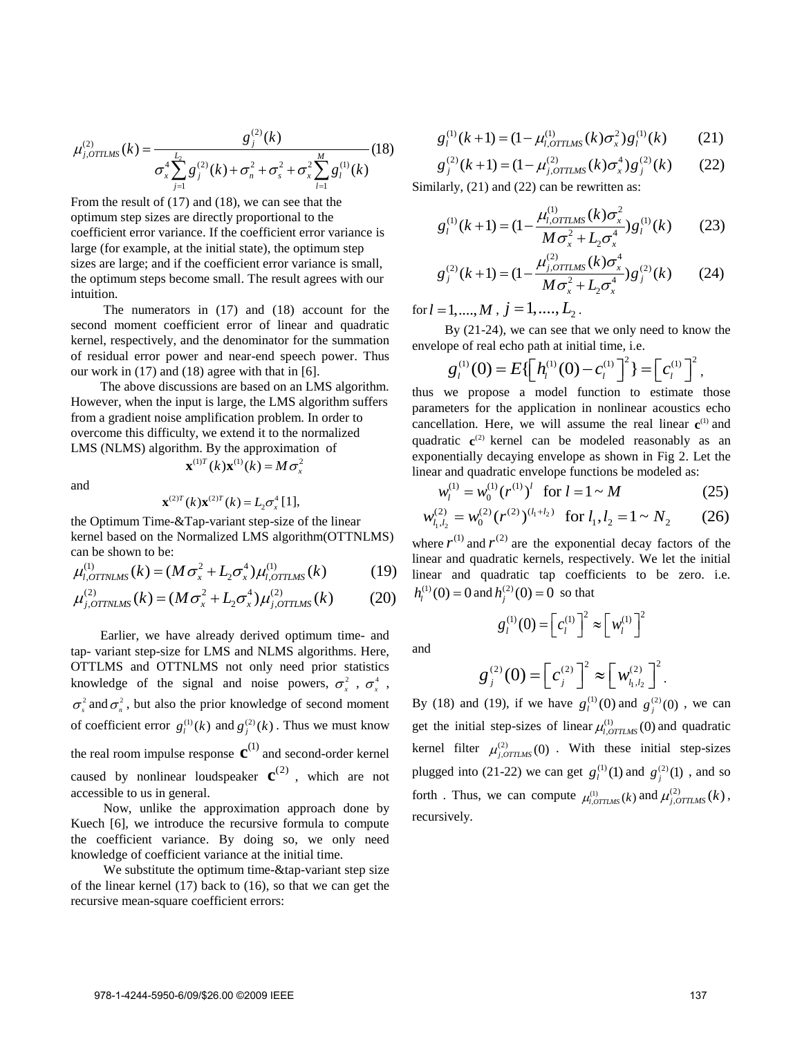$$\mu_{j,OTTLMS}^{(2)}(k) = \frac{g_j^{(2)}(k)}{\sigma_x^4 \sum_{j=1}^{L_2} g_j^{(2)}(k) + \sigma_n^2 + \sigma_s^2 + \sigma_x^2 \sum_{l=1}^{M} g_l^{(1)}(k)} \quad (18)$$

From the result of (17) and (18), we can see that the optimum step sizes are directly proportional to the coefficient error variance. If the coefficient error variance is large (for example, at the initial state), the optimum step sizes are large; and if the coefficient error variance is small, the optimum steps become small. The result agrees with our intuition.

The numerators in (17) and (18) account for the second moment coefficient error of linear and quadratic kernel, respectively, and the denominator for the summation of residual error power and near-end speech power. Thus our work in (17) and (18) agree with that in [6].

The above discussions are based on an LMS algorithm. However, when the input is large, the LMS algorithm suffers from a gradient noise amplification problem. In order to overcome this difficulty, we extend it to the normalized LMS (NLMS) algorithm. By the approximation of

$$\mathbf{x}^{(1)T}(k)\mathbf{x}^{(1)}(k) = M\sigma_x^2$$

and

$$\mathbf{x}^{(2)T}(k)\mathbf{x}^{(2)T}(k) = L_2\sigma_x^4 \text{ [1]},$$

the Optimum Time-&Tap-variant step-size of the linear kernel based on the Normalized LMS algorithm(OTTNLMS) can be shown to be:

$$\mu_{l,OTTNLMS}^{(1)}(k) = (M\sigma_x^2 + L_2\sigma_x^4)\mu_{l,OTTLMS}^{(1)}(k) \quad (19)$$

$$\mu_{j,OTTNLMS}^{(2)}(k) = (M\sigma_x^2 + L_2\sigma_x^4)\mu_{j,OTTLMS}^{(2)}(k) \quad (20)$$

Earlier, we have already derived optimum time- and tap- variant step-size for LMS and NLMS algorithms. Here, OTTLMS and OTTNLMS not only need prior statistics knowledge of the signal and noise powers, $\sigma_x^2$, $\sigma_x^4$, $\sigma_s^2$ and $\sigma_n^2$, but also the prior knowledge of second moment of coefficient error $g_l^{(1)}(k)$ and $g_j^{(2)}(k)$. Thus we must know the real room impulse response $\mathbf{c}^{(1)}$ and second-order kernel caused by nonlinear loudspeaker $\mathbf{c}^{(2)}$, which are not accessible to us in general.

Now, unlike the approximation approach done by Kuech [6], we introduce the recursive formula to compute the coefficient variance. By doing so, we only need knowledge of coefficient variance at the initial time.

We substitute the optimum time-&tap-variant step size of the linear kernel (17) back to (16), so that we can get the recursive mean-square coefficient errors:

$$g_l^{(1)}(k+1) = (1 - \mu_{l,OTTLMS}^{(1)}(k)\sigma_x^2)g_l^{(1)}(k) \quad (21)$$

$$g_j^{(2)}(k+1) = (1 - \mu_{j,OTTLMS}^{(2)}(k)\sigma_x^4)g_j^{(2)}(k) \quad (22)$$

Similarly, (21) and (22) can be rewritten as:

$$g_l^{(1)}(k+1) = (1 - \frac{\mu_{l,OTTLMS}^{(1)}(k)\sigma_x^2}{M\sigma_x^2 + L_2\sigma_x^4})g_l^{(1)}(k) \quad (23)$$

$$g_j^{(2)}(k+1) = (1 - \frac{\mu_{j,OTTLMS}^{(2)}(k)\sigma_x^4}{M\sigma_x^2 + L_2\sigma_x^4})g_j^{(2)}(k) \quad (24)$$

for $l = 1,....,M$, $j = 1,....,L_2$.

By (21-24), we can see that we only need to know the envelope of real echo path at initial time, i.e.

$$g_l^{(1)}(0) = E\{\left[h_l^{(1)}(0) - c_l^{(1)}\right]^2\} = \left[c_l^{(1)}\right]^2,$$

thus we propose a model function to estimate those parameters for the application in nonlinear acoustics echo cancellation. Here, we will assume the real linear $\mathbf{c}^{(1)}$ and quadratic $\mathbf{c}^{(2)}$ kernel can be modeled reasonably as an exponentially decaying envelope as shown in Fig 2. Let the linear and quadratic envelope functions be modeled as:

$$w_l^{(1)} = w_0^{(1)}(r^{(1)})^l \quad \text{for } l = 1 \sim M \quad (25)$$

$$w_{l_1,l_2}^{(2)} = w_0^{(2)}(r^{(2)})^{(l_1+l_2)} \quad \text{for } l_1, l_2 = 1 \sim N_2 \quad (26)$$

where $r^{(1)}$ and $r^{(2)}$ are the exponential decay factors of the linear and quadratic kernels, respectively. We let the initial linear and quadratic tap coefficients to be zero. i.e. $h_l^{(1)}(0) = 0$ and $h_j^{(2)}(0) = 0$ so that

$$g_l^{(1)}(0) = \left[c_l^{(1)}\right]^2 \approx \left[w_l^{(1)}\right]^2$$

and

$$g_j^{(2)}(0) = \left[c_j^{(2)}\right]^2 \approx \left[w_{l_1,l_2}^{(2)}\right]^2.$$

By (18) and (19), if we have $g_l^{(1)}(0)$ and $g_j^{(2)}(0)$, we can get the initial step-sizes of linear $\mu_{l,OTTLMS}^{(1)}(0)$ and quadratic kernel filter $\mu_{j,OTTLMS}^{(2)}(0)$. With these initial step-sizes plugged into (21-22) we can get $g_l^{(1)}(1)$ and $g_j^{(2)}(1)$, and so forth. Thus, we can compute $\mu_{l,OTTLMS}^{(1)}(k)$ and $\mu_{j,OTTLMS}^{(2)}(k)$, recursively.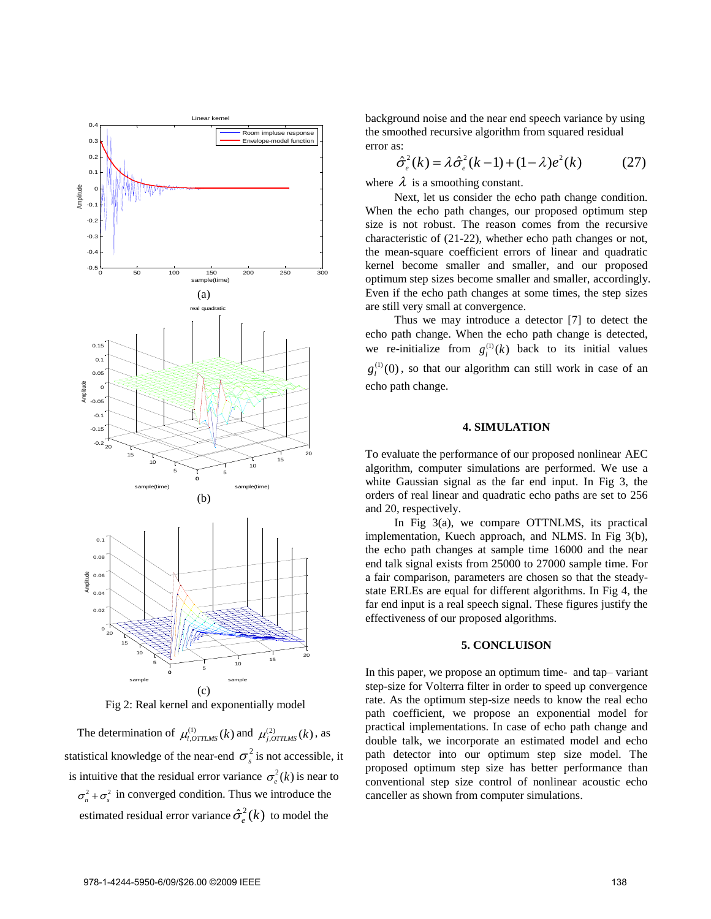Fig 2: Real kernel and exponentially model

The determination of $\mu^{(1)}_{l,OTTLMS}(k)$ and $\mu^{(2)}_{j,OTTLMS}(k)$, as statistical knowledge of the near-end $\sigma_s^2$ is not accessible, it is intuitive that the residual error variance $\sigma_e^2(k)$ is near to $\sigma_n^2+\sigma_s^2$ in converged condition. Thus we introduce the estimated residual error variance $\hat{\sigma}_e^2(k)$ to model the background noise and the near end speech variance by using the smoothed recursive algorithm from squared residual error as:

$$\hat{\sigma}_e^2(k) = \lambda\hat{\sigma}_e^2(k-1) + (1-\lambda)e^2(k) \qquad (27)$$

where $\lambda$ is a smoothing constant.

Next, let us consider the echo path change condition. When the echo path changes, our proposed optimum step size is not robust. The reason comes from the recursive characteristic of (21-22), whether echo path changes or not, the mean-square coefficient errors of linear and quadratic kernel become smaller and smaller, and our proposed optimum step sizes become smaller and smaller, accordingly. Even if the echo path changes at some times, the step sizes are still very small at convergence.

Thus we may introduce a detector [7] to detect the echo path change. When the echo path change is detected, we re-initialize from $g_l^{(1)}(k)$ back to its initial values $g_l^{(1)}(0)$, so that our algorithm can still work in case of an echo path change.

## 4. SIMULATION

To evaluate the performance of our proposed nonlinear AEC algorithm, computer simulations are performed. We use a white Gaussian signal as the far end input. In Fig 3, the orders of real linear and quadratic echo paths are set to 256 and 20, respectively.

In Fig 3(a), we compare OTTNLMS, its practical implementation, Kuech approach, and NLMS. In Fig 3(b), the echo path changes at sample time 16000 and the near end talk signal exists from 25000 to 27000 sample time. For a fair comparison, parameters are chosen so that the steady-state ERLEs are equal for different algorithms. In Fig 4, the far end input is a real speech signal. These figures justify the effectiveness of our proposed algorithms.

## 5. CONCLUISON

In this paper, we propose an optimum time- and tap– variant step-size for Volterra filter in order to speed up convergence rate. As the optimum step-size needs to know the real echo path coefficient, we propose an exponential model for practical implementations. In case of echo path change and double talk, we incorporate an estimated model and echo path detector into our optimum step size model. The proposed optimum step size has better performance than conventional step size control of nonlinear acoustic echo canceller as shown from computer simulations.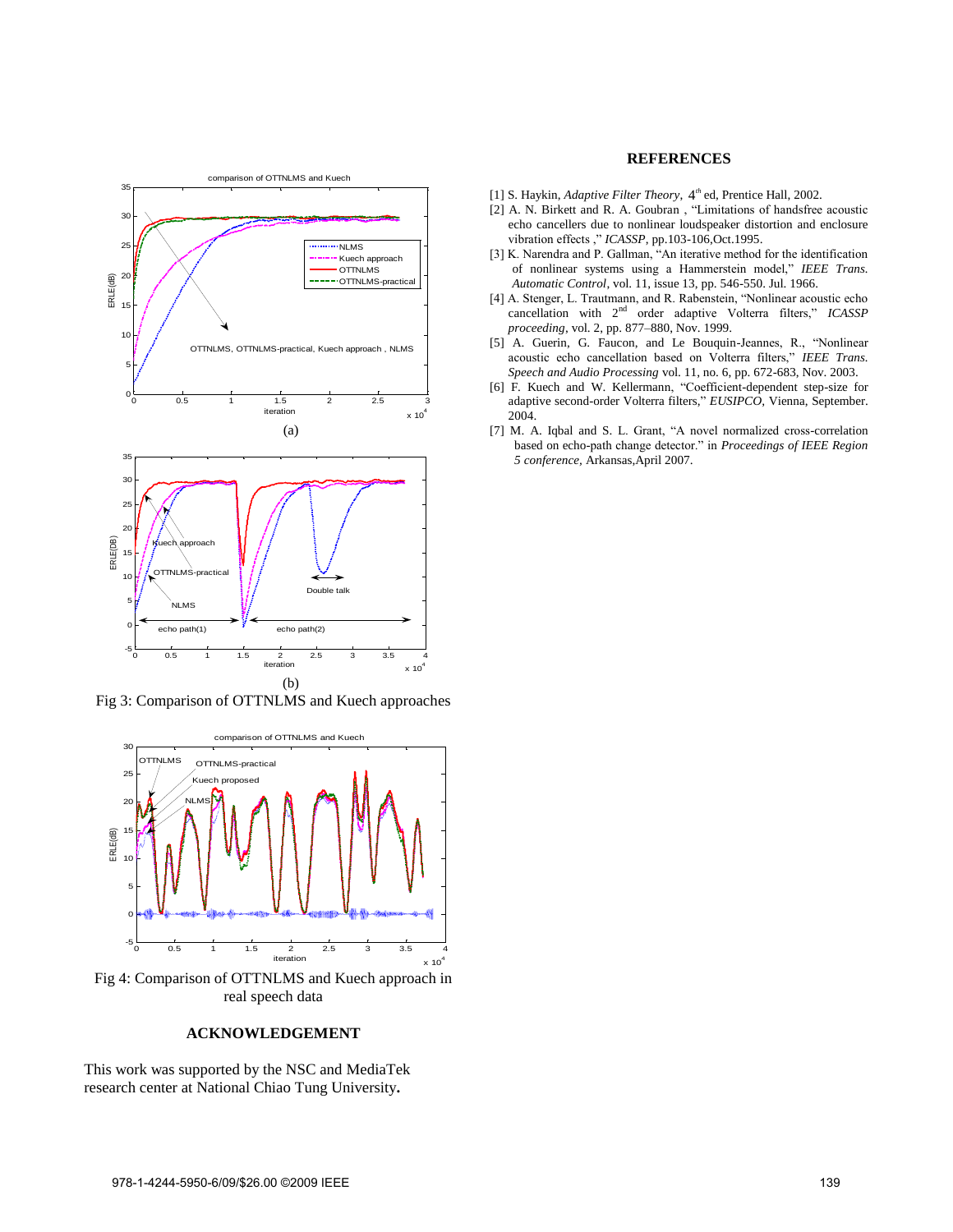comparison of OTTNLMS and Kuech

ERLE(dB)

iteration

x $10^4$

NLMS

Kuech approach

OTTNLMS

OTTNLMS-practical

OTTNLMS, OTTNLMS-practical, Kuech approach , NLMS

(a)

ERLE(DB)

iteration

x $10^4$

Kuech approach

OTTNLMS-practical

NLMS

Double talk

echo path(1)

echo path(2)

(b)

Fig 3: Comparison of OTTNLMS and Kuech approaches

comparison of OTTNLMS and Kuech

ERLE(dB)

iteration

x $10^4$

OTTNLMS

OTTNLMS-practical

Kuech proposed

NLMS

Fig 4: Comparison of OTTNLMS and Kuech approach in real speech data

## ACKNOWLEDGEMENT

This work was supported by the NSC and MediaTek research center at National Chiao Tung University.

## REFERENCES

[1] S. Haykin, *Adaptive Filter Theory*, 4th ed, Prentice Hall, 2002.

[2] A. N. Birkett and R. A. Goubran , "Limitations of handsfree acoustic echo cancellers due to nonlinear loudspeaker distortion and enclosure vibration effects ," *ICASSP*, pp.103-106,Oct.1995.

[3] K. Narendra and P. Gallman, "An iterative method for the identification of nonlinear systems using a Hammerstein model," *IEEE Trans. Automatic Control*, vol. 11, issue 13, pp. 546-550. Jul. 1966.

[4] A. Stenger, L. Trautmann, and R. Rabenstein, "Nonlinear acoustic echo cancellation with 2nd order adaptive Volterra filters," *ICASSP proceeding*, vol. 2, pp. 877–880, Nov. 1999.

[5] A. Guerin, G. Faucon, and Le Bouquin-Jeannes, R., "Nonlinear acoustic echo cancellation based on Volterra filters," *IEEE Trans. Speech and Audio Processing* vol. 11, no. 6, pp. 672-683, Nov. 2003.

[6] F. Kuech and W. Kellermann, "Coefficient-dependent step-size for adaptive second-order Volterra filters," *EUSIPCO*, Vienna, September. 2004.

[7] M. A. Iqbal and S. L. Grant, "A novel normalized cross-correlation based on echo-path change detector." in *Proceedings of IEEE Region 5 conference*, Arkansas,April 2007.